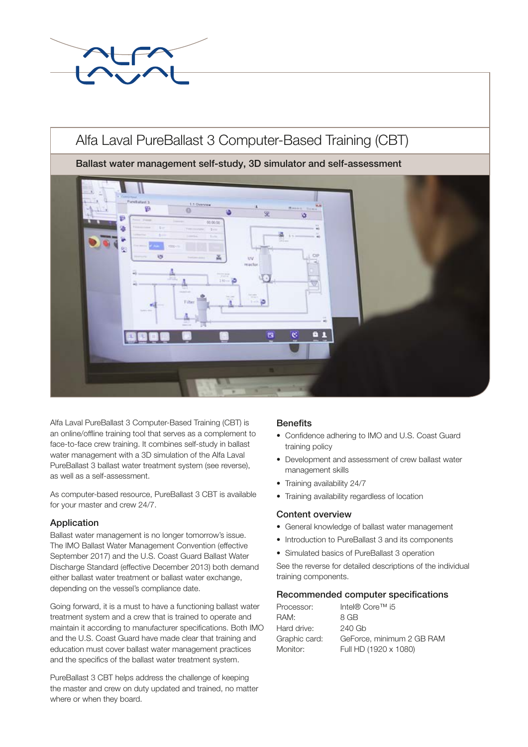# Alfa Laval PureBallast 3 Computer-Based Training (CBT)

## Ballast water management self-study, 3D simulator and self-assessment

Alfa Laval PureBallast 3 Computer-Based Training (CBT) is an online/offline training tool that serves as a complement to face-to-face crew training. It combines self-study in ballast water management with a 3D simulation of the Alfa Laval PureBallast 3 ballast water treatment system (see reverse), as well as a self-assessment.

As computer-based resource, PureBallast 3 CBT is available for your master and crew 24/7.

### Application

Ballast water management is no longer tomorrow's issue. The IMO Ballast Water Management Convention (effective September 2017) and the U.S. Coast Guard Ballast Water Discharge Standard (effective December 2013) both demand either ballast water treatment or ballast water exchange, depending on the vessel's compliance date.

Going forward, it is a must to have a functioning ballast water treatment system and a crew that is trained to operate and maintain it according to manufacturer specifications. Both IMO and the U.S. Coast Guard have made clear that training and education must cover ballast water management practices and the specifics of the ballast water treatment system.

PureBallast 3 CBT helps address the challenge of keeping the master and crew on duty updated and trained, no matter where or when they board.

### Benefits

- Confidence adhering to IMO and U.S. Coast Guard training policy
- Development and assessment of crew ballast water management skills
- Training availability 24/7
- Training availability regardless of location

### Content overview

- General knowledge of ballast water management
- Introduction to PureBallast 3 and its components
- Simulated basics of PureBallast 3 operation

See the reverse for detailed descriptions of the individual training components.

### Recommended computer specifications

| | |
|---|---|
| Processor: | Intel® Core™ i5 |
| RAM: | 8 GB |
| Hard drive: | 240 Gb |
| Graphic card: | GeForce, minimum 2 GB RAM |
| Monitor: | Full HD (1920 x 1080) |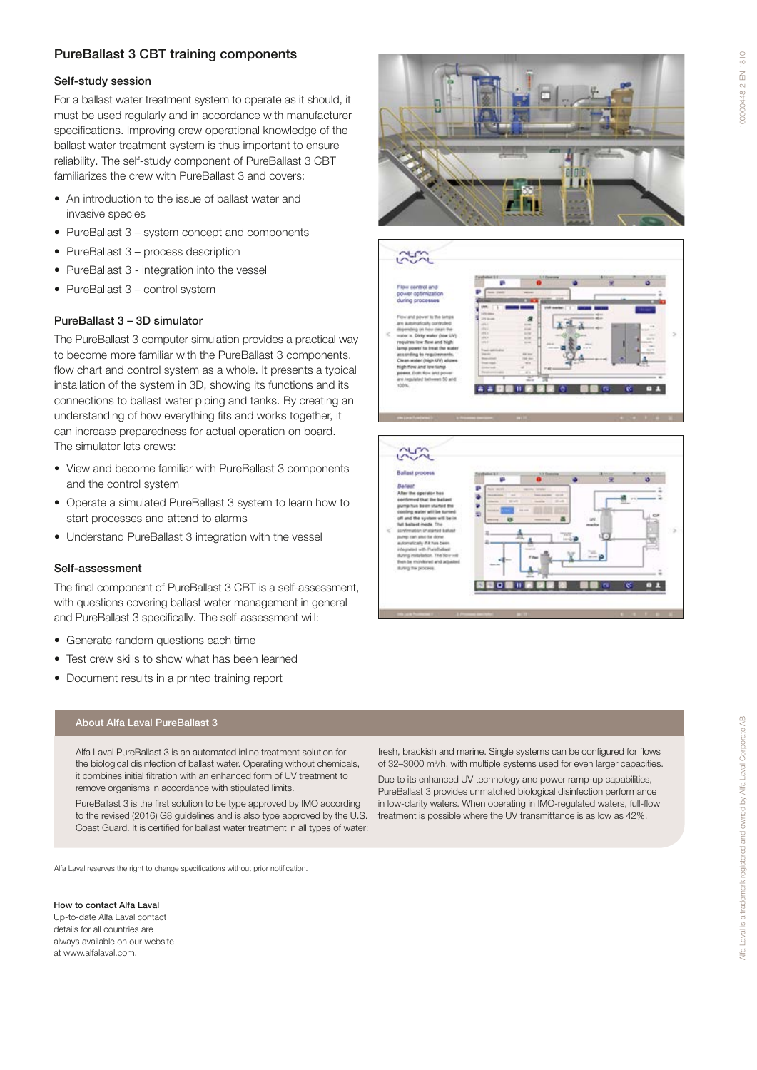## PureBallast 3 CBT training components

### Self-study session

For a ballast water treatment system to operate as it should, it must be used regularly and in accordance with manufacturer specifications. Improving crew operational knowledge of the ballast water treatment system is thus important to ensure reliability. The self-study component of PureBallast 3 CBT familiarizes the crew with PureBallast 3 and covers:

- An introduction to the issue of ballast water and invasive species
- PureBallast 3 – system concept and components
- PureBallast 3 – process description
- PureBallast 3 - integration into the vessel
- PureBallast 3 – control system

### PureBallast 3 – 3D simulator

The PureBallast 3 computer simulation provides a practical way to become more familiar with the PureBallast 3 components, flow chart and control system as a whole. It presents a typical installation of the system in 3D, showing its functions and its connections to ballast water piping and tanks. By creating an understanding of how everything fits and works together, it can increase preparedness for actual operation on board. The simulator lets crews:

- View and become familiar with PureBallast 3 components and the control system
- Operate a simulated PureBallast 3 system to learn how to start processes and attend to alarms
- Understand PureBallast 3 integration with the vessel

### Self-assessment

The final component of PureBallast 3 CBT is a self-assessment, with questions covering ballast water management in general and PureBallast 3 specifically. The self-assessment will:

- Generate random questions each time
- Test crew skills to show what has been learned
- Document results in a printed training report

### About Alfa Laval PureBallast 3

Alfa Laval PureBallast 3 is an automated inline treatment solution for the biological disinfection of ballast water. Operating without chemicals, it combines initial filtration with an enhanced form of UV treatment to remove organisms in accordance with stipulated limits.

PureBallast 3 is the first solution to be type approved by IMO according to the revised (2016) G8 guidelines and is also type approved by the U.S. Coast Guard. It is certified for ballast water treatment in all types of water: fresh, brackish and marine. Single systems can be configured for flows of 32–3000 $m^3/h$, with multiple systems used for even larger capacities.

Due to its enhanced UV technology and power ramp-up capabilities, PureBallast 3 provides unmatched biological disinfection performance in low-clarity waters. When operating in IMO-regulated waters, full-flow treatment is possible where the UV transmittance is as low as 42%.

Alfa Laval reserves the right to change specifications without prior notification.

**How to contact Alfa Laval**
Up-to-date Alfa Laval contact details for all countries are always available on our website at www.alfalaval.com.

100000448-2-EN 1810

Alfa Laval is a trademark registered and owned by Alfa Laval Corporate AB.